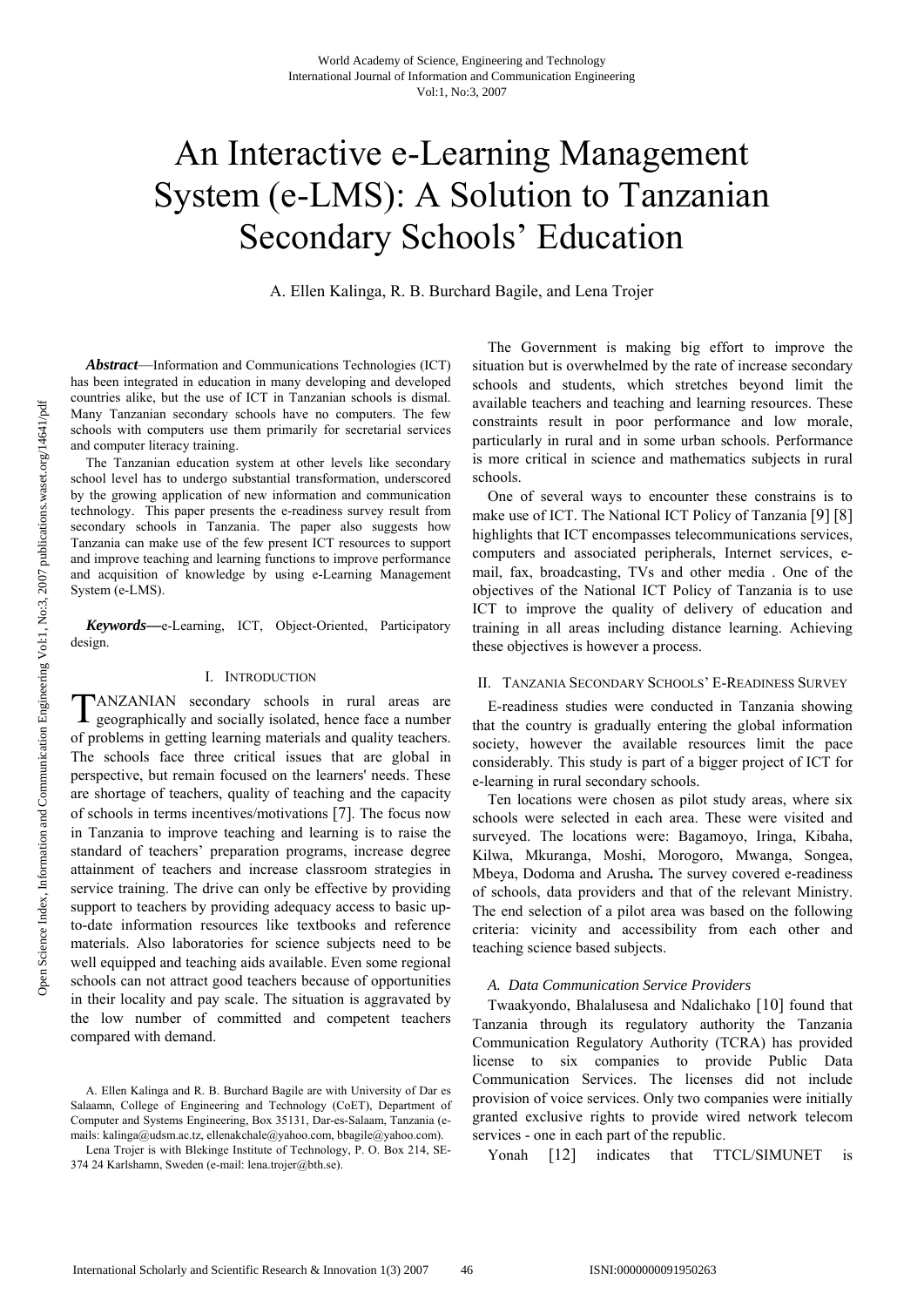// An Interactive e-Learning Management System (e-LMS): A Solution to Tanzanian Secondary Schools' Education

A. Ellen Kalinga, R. B. Burchard Bagile, and Lena Trojer

***Abstract*****—**Information and Communications Technologies (ICT) has been integrated in education in many developing and developed countries alike, but the use of ICT in Tanzanian schools is dismal. Many Tanzanian secondary schools have no computers. The few schools with computers use them primarily for secretarial services and computer literacy training.

The Tanzanian education system at other levels like secondary school level has to undergo substantial transformation, underscored by the growing application of new information and communication technology. This paper presents the e-readiness survey result from secondary schools in Tanzania. The paper also suggests how Tanzania can make use of the few present ICT resources to support and improve teaching and learning functions to improve performance and acquisition of knowledge by using e-Learning Management System (e-LMS).

***Keywords*****—**e-Learning, ICT, Object-Oriented, Participatory design.

## I. Introduction

TANZANIAN secondary schools in rural areas are geographically and socially isolated, hence face a number of problems in getting learning materials and quality teachers. The schools face three critical issues that are global in perspective, but remain focused on the learners' needs. These are shortage of teachers, quality of teaching and the capacity of schools in terms incentives/motivations [7]. The focus now in Tanzania to improve teaching and learning is to raise the standard of teachers' preparation programs, increase degree attainment of teachers and increase classroom strategies in service training. The drive can only be effective by providing support to teachers by providing adequacy access to basic up-to-date information resources like textbooks and reference materials. Also laboratories for science subjects need to be well equipped and teaching aids available. Even some regional schools can not attract good teachers because of opportunities in their locality and pay scale. The situation is aggravated by the low number of committed and competent teachers compared with demand.

The Government is making big effort to improve the situation but is overwhelmed by the rate of increase secondary schools and students, which stretches beyond limit the available teachers and teaching and learning resources. These constraints result in poor performance and low morale, particularly in rural and in some urban schools. Performance is more critical in science and mathematics subjects in rural schools.

One of several ways to encounter these constrains is to make use of ICT. The National ICT Policy of Tanzania [9] [8] highlights that ICT encompasses telecommunications services, computers and associated peripherals, Internet services, e-mail, fax, broadcasting, TVs and other media . One of the objectives of the National ICT Policy of Tanzania is to use ICT to improve the quality of delivery of education and training in all areas including distance learning. Achieving these objectives is however a process.

## II. Tanzania Secondary Schools' E-Readiness Survey

E-readiness studies were conducted in Tanzania showing that the country is gradually entering the global information society, however the available resources limit the pace considerably. This study is part of a bigger project of ICT for e-learning in rural secondary schools.

Ten locations were chosen as pilot study areas, where six schools were selected in each area. These were visited and surveyed. The locations were: Bagamoyo, Iringa, Kibaha, Kilwa, Mkuranga, Moshi, Morogoro, Mwanga, Songea, Mbeya, Dodoma and Arusha**.** The survey covered e-readiness of schools, data providers and that of the relevant Ministry. The end selection of a pilot area was based on the following criteria: vicinity and accessibility from each other and teaching science based subjects.

### *A. Data Communication Service Providers*

Twaakyondo, Bhalalusesa and Ndalichako [10] found that Tanzania through its regulatory authority the Tanzania Communication Regulatory Authority (TCRA) has provided license to six companies to provide Public Data Communication Services. The licenses did not include provision of voice services. Only two companies were initially granted exclusive rights to provide wired network telecom services - one in each part of the republic.

Yonah [12] indicates that TTCL/SIMUNET is

A. Ellen Kalinga and R. B. Burchard Bagile are with University of Dar es Salaamn, College of Engineering and Technology (CoET), Department of Computer and Systems Engineering, Box 35131, Dar-es-Salaam, Tanzania (e-mails: kalinga@udsm.ac.tz, ellenakchale@yahoo.com, bbagile@yahoo.com).

Lena Trojer is with Blekinge Institute of Technology, P. O. Box 214, SE-374 24 Karlshamn, Sweden (e-mail: lena.trojer@bth.se).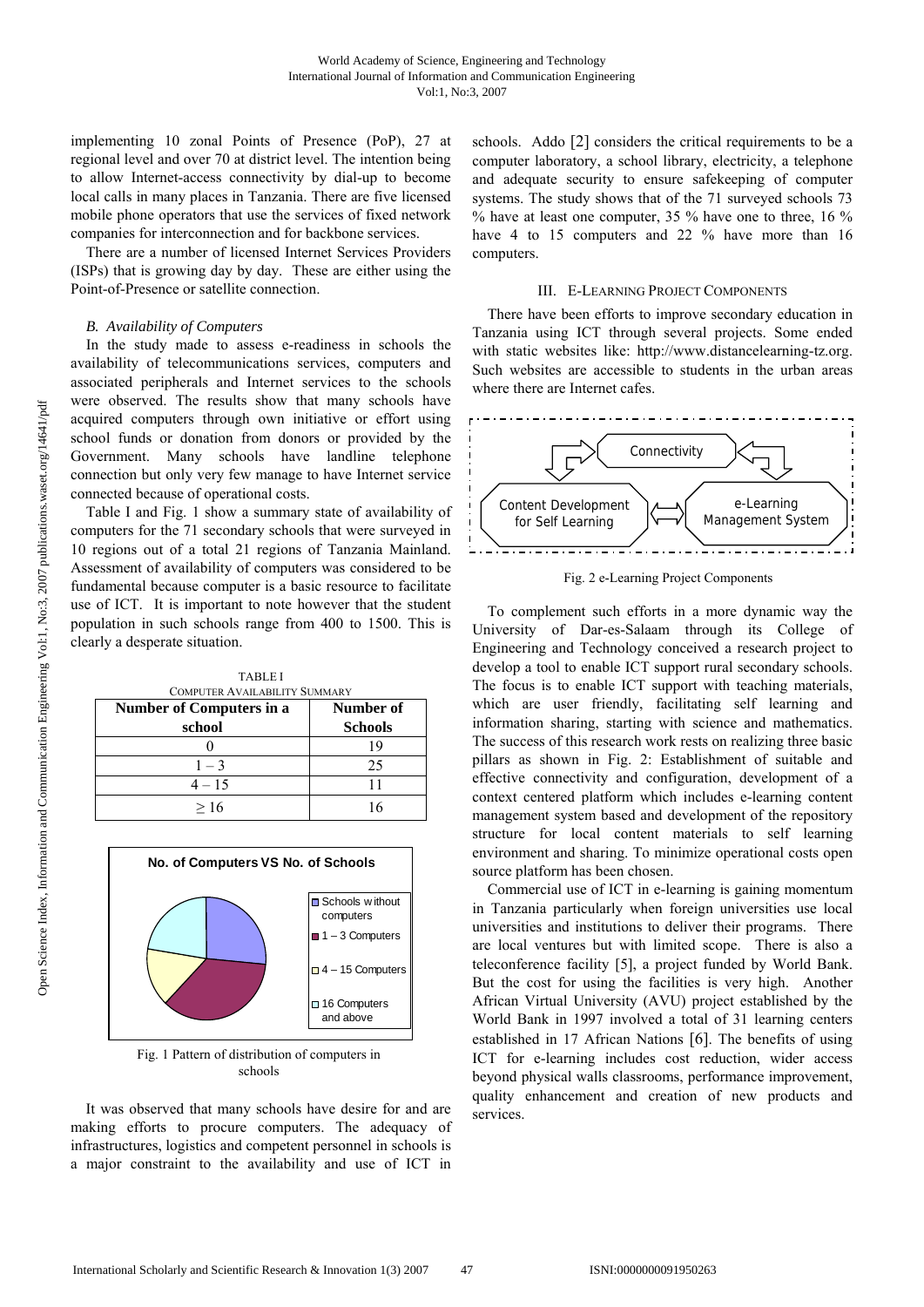implementing 10 zonal Points of Presence (PoP), 27 at regional level and over 70 at district level. The intention being to allow Internet-access connectivity by dial-up to become local calls in many places in Tanzania. There are five licensed mobile phone operators that use the services of fixed network companies for interconnection and for backbone services.

There are a number of licensed Internet Services Providers (ISPs) that is growing day by day. These are either using the Point-of-Presence or satellite connection.

### *B. Availability of Computers*

In the study made to assess e-readiness in schools the availability of telecommunications services, computers and associated peripherals and Internet services to the schools were observed. The results show that many schools have acquired computers through own initiative or effort using school funds or donation from donors or provided by the Government. Many schools have landline telephone connection but only very few manage to have Internet service connected because of operational costs.

Table I and Fig. 1 show a summary state of availability of computers for the 71 secondary schools that were surveyed in 10 regions out of a total 21 regions of Tanzania Mainland. Assessment of availability of computers was considered to be fundamental because computer is a basic resource to facilitate use of ICT. It is important to note however that the student population in such schools range from 400 to 1500. This is clearly a desperate situation.

TABLE I
COMPUTER AVAILABILITY SUMMARY

| Number of Computers in a school | Number of Schools |
|---|---|
| 0 | 19 |
| 1 – 3 | 25 |
| 4 – 15 | 11 |
| ≥ 16 | 16 |

Fig. 1 Pattern of distribution of computers in schools

It was observed that many schools have desire for and are making efforts to procure computers. The adequacy of infrastructures, logistics and competent personnel in schools is a major constraint to the availability and use of ICT in schools. Addo [2] considers the critical requirements to be a computer laboratory, a school library, electricity, a telephone and adequate security to ensure safekeeping of computer systems. The study shows that of the 71 surveyed schools 73 % have at least one computer, 35 % have one to three, 16 % have 4 to 15 computers and 22 % have more than 16 computers.

## III. E-LEARNING PROJECT COMPONENTS

There have been efforts to improve secondary education in Tanzania using ICT through several projects. Some ended with static websites like: http://www.distancelearning-tz.org. Such websites are accessible to students in the urban areas where there are Internet cafes.

Fig. 2 e-Learning Project Components

To complement such efforts in a more dynamic way the University of Dar-es-Salaam through its College of Engineering and Technology conceived a research project to develop a tool to enable ICT support rural secondary schools. The focus is to enable ICT support with teaching materials, which are user friendly, facilitating self learning and information sharing, starting with science and mathematics. The success of this research work rests on realizing three basic pillars as shown in Fig. 2: Establishment of suitable and effective connectivity and configuration, development of a context centered platform which includes e-learning content management system based and development of the repository structure for local content materials to self learning environment and sharing. To minimize operational costs open source platform has been chosen.

Commercial use of ICT in e-learning is gaining momentum in Tanzania particularly when foreign universities use local universities and institutions to deliver their programs. There are local ventures but with limited scope. There is also a teleconference facility [5], a project funded by World Bank. But the cost for using the facilities is very high. Another African Virtual University (AVU) project established by the World Bank in 1997 involved a total of 31 learning centers established in 17 African Nations [6]. The benefits of using ICT for e-learning includes cost reduction, wider access beyond physical walls classrooms, performance improvement, quality enhancement and creation of new products and services.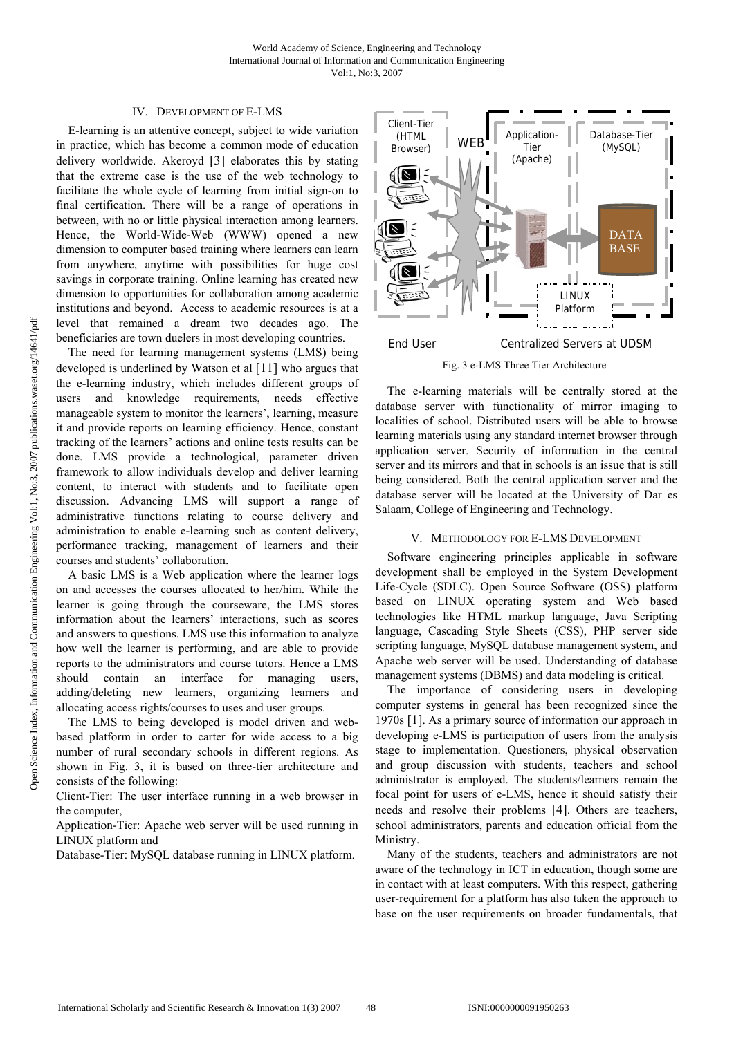## IV. Development of E-LMS

E-learning is an attentive concept, subject to wide variation in practice, which has become a common mode of education delivery worldwide. Akeroyd [3] elaborates this by stating that the extreme case is the use of the web technology to facilitate the whole cycle of learning from initial sign-on to final certification. There will be a range of operations in between, with no or little physical interaction among learners. Hence, the World-Wide-Web (WWW) opened a new dimension to computer based training where learners can learn from anywhere, anytime with possibilities for huge cost savings in corporate training. Online learning has created new dimension to opportunities for collaboration among academic institutions and beyond. Access to academic resources is at a level that remained a dream two decades ago. The beneficiaries are town duelers in most developing countries.

The need for learning management systems (LMS) being developed is underlined by Watson et al [11] who argues that the e-learning industry, which includes different groups of users and knowledge requirements, needs effective manageable system to monitor the learners', learning, measure it and provide reports on learning efficiency. Hence, constant tracking of the learners' actions and online tests results can be done. LMS provide a technological, parameter driven framework to allow individuals develop and deliver learning content, to interact with students and to facilitate open discussion. Advancing LMS will support a range of administrative functions relating to course delivery and administration to enable e-learning such as content delivery, performance tracking, management of learners and their courses and students' collaboration.

A basic LMS is a Web application where the learner logs on and accesses the courses allocated to her/him. While the learner is going through the courseware, the LMS stores information about the learners' interactions, such as scores and answers to questions. LMS use this information to analyze how well the learner is performing, and are able to provide reports to the administrators and course tutors. Hence a LMS should contain an interface for managing users, adding/deleting new learners, organizing learners and allocating access rights/courses to uses and user groups.

The LMS to being developed is model driven and web-based platform in order to carter for wide access to a big number of rural secondary schools in different regions. As shown in Fig. 3, it is based on three-tier architecture and consists of the following:

Client-Tier: The user interface running in a web browser in the computer,

Application-Tier: Apache web server will be used running in LINUX platform and

Database-Tier: MySQL database running in LINUX platform.

Fig. 3 e-LMS Three Tier Architecture

The e-learning materials will be centrally stored at the database server with functionality of mirror imaging to localities of school. Distributed users will be able to browse learning materials using any standard internet browser through application server. Security of information in the central server and its mirrors and that in schools is an issue that is still being considered. Both the central application server and the database server will be located at the University of Dar es Salaam, College of Engineering and Technology.

## V. Methodology for E-LMS Development

Software engineering principles applicable in software development shall be employed in the System Development Life-Cycle (SDLC). Open Source Software (OSS) platform based on LINUX operating system and Web based technologies like HTML markup language, Java Scripting language, Cascading Style Sheets (CSS), PHP server side scripting language, MySQL database management system, and Apache web server will be used. Understanding of database management systems (DBMS) and data modeling is critical.

The importance of considering users in developing computer systems in general has been recognized since the 1970s [1]. As a primary source of information our approach in developing e-LMS is participation of users from the analysis stage to implementation. Questioners, physical observation and group discussion with students, teachers and school administrator is employed. The students/learners remain the focal point for users of e-LMS, hence it should satisfy their needs and resolve their problems [4]. Others are teachers, school administrators, parents and education official from the Ministry.

Many of the students, teachers and administrators are not aware of the technology in ICT in education, though some are in contact with at least computers. With this respect, gathering user-requirement for a platform has also taken the approach to base on the user requirements on broader fundamentals, that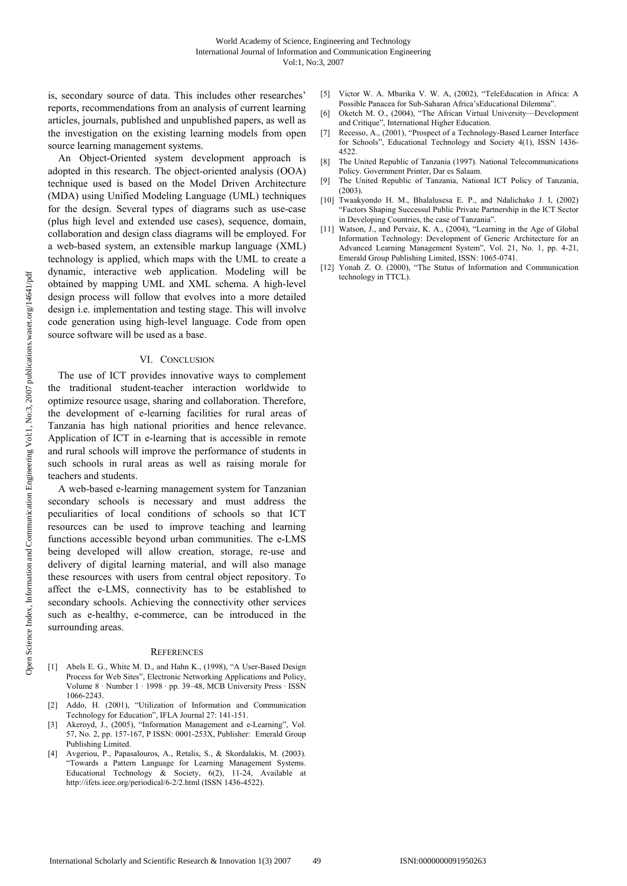is, secondary source of data. This includes other researches' reports, recommendations from an analysis of current learning articles, journals, published and unpublished papers, as well as the investigation on the existing learning models from open source learning management systems.

An Object-Oriented system development approach is adopted in this research. The object-oriented analysis (OOA) technique used is based on the Model Driven Architecture (MDA) using Unified Modeling Language (UML) techniques for the design. Several types of diagrams such as use-case (plus high level and extended use cases), sequence, domain, collaboration and design class diagrams will be employed. For a web-based system, an extensible markup language (XML) technology is applied, which maps with the UML to create a dynamic, interactive web application. Modeling will be obtained by mapping UML and XML schema. A high-level design process will follow that evolves into a more detailed design i.e. implementation and testing stage. This will involve code generation using high-level language. Code from open source software will be used as a base.

## VI. Conclusion

The use of ICT provides innovative ways to complement the traditional student-teacher interaction worldwide to optimize resource usage, sharing and collaboration. Therefore, the development of e-learning facilities for rural areas of Tanzania has high national priorities and hence relevance. Application of ICT in e-learning that is accessible in remote and rural schools will improve the performance of students in such schools in rural areas as well as raising morale for teachers and students.

A web-based e-learning management system for Tanzanian secondary schools is necessary and must address the peculiarities of local conditions of schools so that ICT resources can be used to improve teaching and learning functions accessible beyond urban communities. The e-LMS being developed will allow creation, storage, re-use and delivery of digital learning material, and will also manage these resources with users from central object repository. To affect the e-LMS, connectivity has to be established to secondary schools. Achieving the connectivity other services such as e-healthy, e-commerce, can be introduced in the surrounding areas.

## References

[1] Abels E. G., White M. D., and Hahn K., (1998), "A User-Based Design Process for Web Sites", Electronic Networking Applications and Policy, Volume 8 · Number 1 · 1998 · pp. 39–48, MCB University Press · ISSN 1066-2243.

[2] Addo, H. (2001), "Utilization of Information and Communication Technology for Education", IFLA Journal 27: 141-151.

[3] Akeroyd, J., (2005), "Information Management and e-Learning", Vol. 57, No. 2, pp. 157-167, P ISSN: 0001-253X, Publisher: Emerald Group Publishing Limited.

[4] Avgeriou, P., Papasalouros, A., Retalis, S., & Skordalakis, M. (2003). "Towards a Pattern Language for Learning Management Systems. Educational Technology & Society, 6(2), 11-24, Available at http://ifets.ieee.org/periodical/6-2/2.html (ISSN 1436-4522).

[5] Victor W. A. Mbarika V. W. A, (2002), "TeleEducation in Africa: A Possible Panacea for Sub-Saharan Africa'sEducational Dilemma".

[6] Oketch M. O., (2004), "The African Virtual University—Development and Critique", International Higher Education.

[7] Recesso, A., (2001), "Prospect of a Technology-Based Learner Interface for Schools", Educational Technology and Society 4(1), ISSN 1436-4522.

[8] The United Republic of Tanzania (1997). National Telecommunications Policy. Government Printer, Dar es Salaam.

[9] The United Republic of Tanzania, National ICT Policy of Tanzania, (2003).

[10] Twaakyondo H. M., Bhalalusesa E. P., and Ndalichako J. I, (2002) "Factors Shaping Successul Public Private Partnership in the ICT Sector in Developing Countries, the case of Tanzania".

[11] Watson, J., and Pervaiz, K. A., (2004), "Learning in the Age of Global Information Technology: Development of Generic Architecture for an Advanced Learning Management System", Vol. 21, No. 1, pp. 4-21, Emerald Group Publishing Limited, ISSN: 1065-0741.

[12] Yonah Z. O. (2000), "The Status of Information and Communication technology in TTCL).